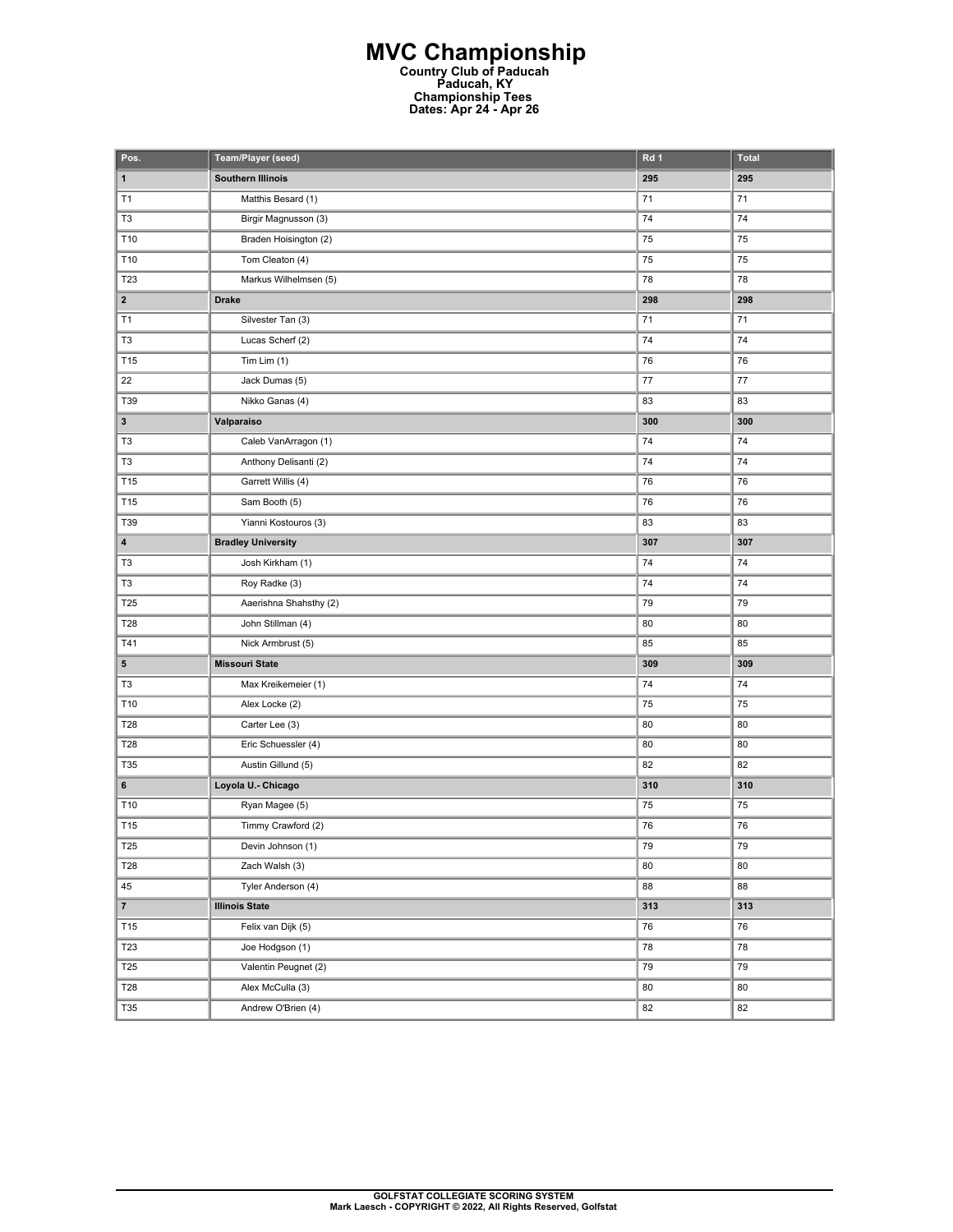# MVC Championship

**Country Club of Paducah**
**Paducah, KY**
**Championship Tees**
**Dates: Apr 24 - Apr 26**

| Pos. | Team/Player (seed) | Rd 1 | Total |
|---|---|---|---|
| **1** | **Southern Illinois** | **295** | **295** |
| T1 | Matthis Besard (1) | 71 | 71 |
| T3 | Birgir Magnusson (3) | 74 | 74 |
| T10 | Braden Hoisington (2) | 75 | 75 |
| T10 | Tom Cleaton (4) | 75 | 75 |
| T23 | Markus Wilhelmsen (5) | 78 | 78 |
| **2** | **Drake** | **298** | **298** |
| T1 | Silvester Tan (3) | 71 | 71 |
| T3 | Lucas Scherf (2) | 74 | 74 |
| T15 | Tim Lim (1) | 76 | 76 |
| 22 | Jack Dumas (5) | 77 | 77 |
| T39 | Nikko Ganas (4) | 83 | 83 |
| **3** | **Valparaiso** | **300** | **300** |
| T3 | Caleb VanArragon (1) | 74 | 74 |
| T3 | Anthony Delisanti (2) | 74 | 74 |
| T15 | Garrett Willis (4) | 76 | 76 |
| T15 | Sam Booth (5) | 76 | 76 |
| T39 | Yianni Kostouros (3) | 83 | 83 |
| **4** | **Bradley University** | **307** | **307** |
| T3 | Josh Kirkham (1) | 74 | 74 |
| T3 | Roy Radke (3) | 74 | 74 |
| T25 | Aaerishna Shahsthy (2) | 79 | 79 |
| T28 | John Stillman (4) | 80 | 80 |
| T41 | Nick Armbrust (5) | 85 | 85 |
| **5** | **Missouri State** | **309** | **309** |
| T3 | Max Kreikemeier (1) | 74 | 74 |
| T10 | Alex Locke (2) | 75 | 75 |
| T28 | Carter Lee (3) | 80 | 80 |
| T28 | Eric Schuessler (4) | 80 | 80 |
| T35 | Austin Gillund (5) | 82 | 82 |
| **6** | **Loyola U.- Chicago** | **310** | **310** |
| T10 | Ryan Magee (5) | 75 | 75 |
| T15 | Timmy Crawford (2) | 76 | 76 |
| T25 | Devin Johnson (1) | 79 | 79 |
| T28 | Zach Walsh (3) | 80 | 80 |
| 45 | Tyler Anderson (4) | 88 | 88 |
| **7** | **Illinois State** | **313** | **313** |
| T15 | Felix van Dijk (5) | 76 | 76 |
| T23 | Joe Hodgson (1) | 78 | 78 |
| T25 | Valentin Peugnet (2) | 79 | 79 |
| T28 | Alex McCulla (3) | 80 | 80 |
| T35 | Andrew O'Brien (4) | 82 | 82 |

**GOLFSTAT COLLEGIATE SCORING SYSTEM**
**Mark Laesch - COPYRIGHT © 2022, All Rights Reserved, Golfstat**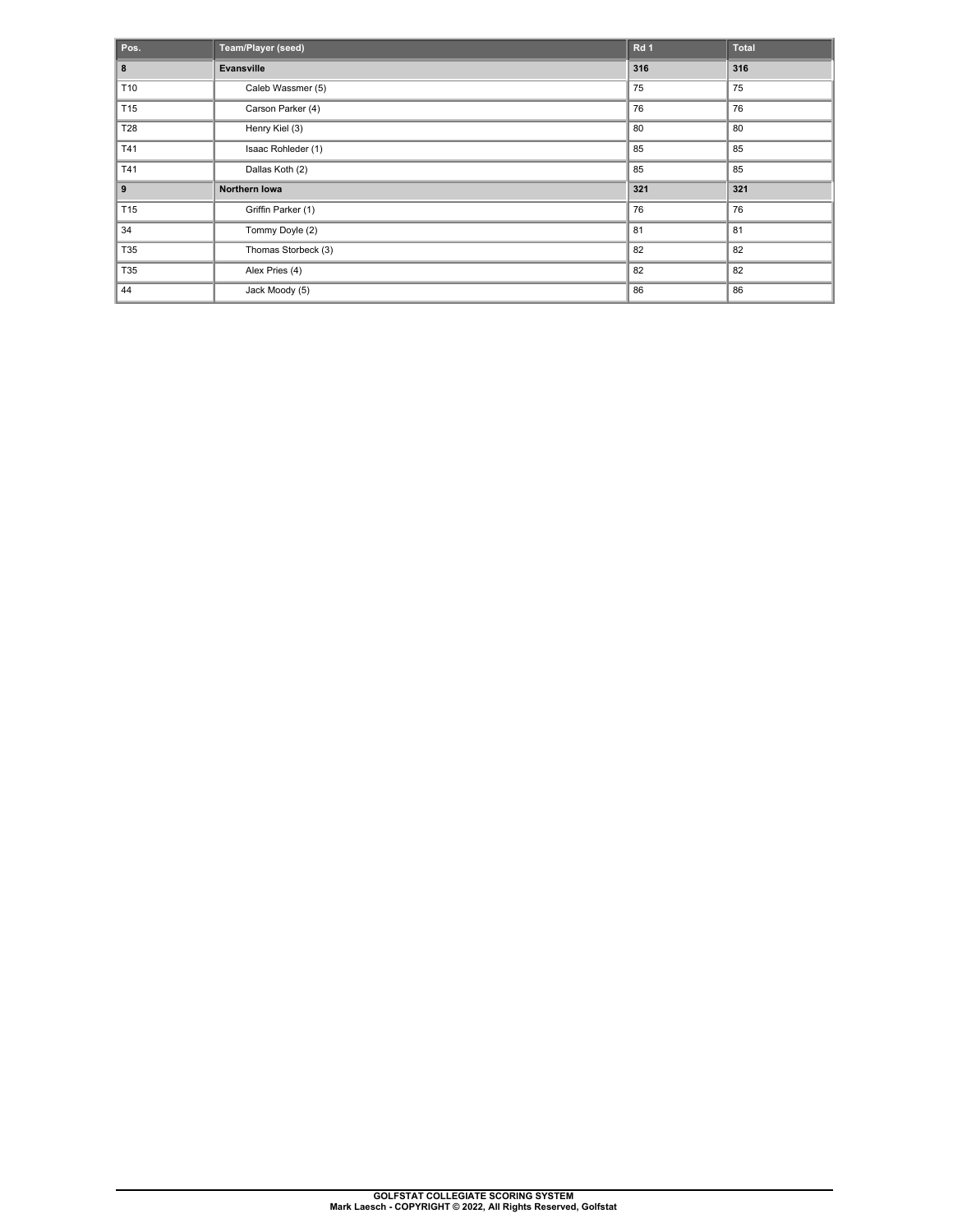| Pos. | Team/Player (seed) | Rd 1 | Total |
|---|---|---|---|
| **8** | **Evansville** | **316** | **316** |
| T10 | Caleb Wassmer (5) | 75 | 75 |
| T15 | Carson Parker (4) | 76 | 76 |
| T28 | Henry Kiel (3) | 80 | 80 |
| T41 | Isaac Rohleder (1) | 85 | 85 |
| T41 | Dallas Koth (2) | 85 | 85 |
| **9** | **Northern Iowa** | **321** | **321** |
| T15 | Griffin Parker (1) | 76 | 76 |
| 34 | Tommy Doyle (2) | 81 | 81 |
| T35 | Thomas Storbeck (3) | 82 | 82 |
| T35 | Alex Pries (4) | 82 | 82 |
| 44 | Jack Moody (5) | 86 | 86 |

**GOLFSTAT COLLEGIATE SCORING SYSTEM**
**Mark Laesch - COPYRIGHT © 2022, All Rights Reserved, Golfstat**